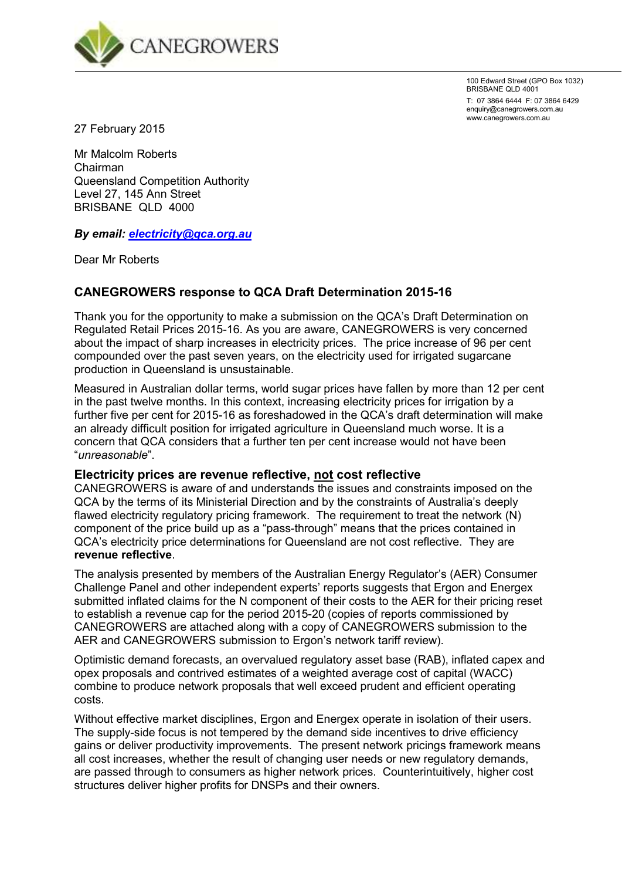CANEGROWERS

100 Edward Street (GPO Box 1032)
BRISBANE QLD 4001
T: 07 3864 6444 F: 07 3864 6429
enquiry@canegrowers.com.au
www.canegrowers.com.au

27 February 2015

Mr Malcolm Roberts
Chairman
Queensland Competition Authority
Level 27, 145 Ann Street
BRISBANE QLD 4000

***By email: electricity@qca.org.au***

Dear Mr Roberts

## CANEGROWERS response to QCA Draft Determination 2015-16

Thank you for the opportunity to make a submission on the QCA's Draft Determination on Regulated Retail Prices 2015-16. As you are aware, CANEGROWERS is very concerned about the impact of sharp increases in electricity prices. The price increase of 96 per cent compounded over the past seven years, on the electricity used for irrigated sugarcane production in Queensland is unsustainable.

Measured in Australian dollar terms, world sugar prices have fallen by more than 12 per cent in the past twelve months. In this context, increasing electricity prices for irrigation by a further five per cent for 2015-16 as foreshadowed in the QCA's draft determination will make an already difficult position for irrigated agriculture in Queensland much worse. It is a concern that QCA considers that a further ten per cent increase would not have been "*unreasonable*".

### Electricity prices are revenue reflective, not cost reflective

CANEGROWERS is aware of and understands the issues and constraints imposed on the QCA by the terms of its Ministerial Direction and by the constraints of Australia's deeply flawed electricity regulatory pricing framework. The requirement to treat the network (N) component of the price build up as a "pass-through" means that the prices contained in QCA's electricity price determinations for Queensland are not cost reflective. They are **revenue reflective**.

The analysis presented by members of the Australian Energy Regulator's (AER) Consumer Challenge Panel and other independent experts' reports suggests that Ergon and Energex submitted inflated claims for the N component of their costs to the AER for their pricing reset to establish a revenue cap for the period 2015-20 (copies of reports commissioned by CANEGROWERS are attached along with a copy of CANEGROWERS submission to the AER and CANEGROWERS submission to Ergon's network tariff review).

Optimistic demand forecasts, an overvalued regulatory asset base (RAB), inflated capex and opex proposals and contrived estimates of a weighted average cost of capital (WACC) combine to produce network proposals that well exceed prudent and efficient operating costs.

Without effective market disciplines, Ergon and Energex operate in isolation of their users. The supply-side focus is not tempered by the demand side incentives to drive efficiency gains or deliver productivity improvements. The present network pricings framework means all cost increases, whether the result of changing user needs or new regulatory demands, are passed through to consumers as higher network prices. Counterintuitively, higher cost structures deliver higher profits for DNSPs and their owners.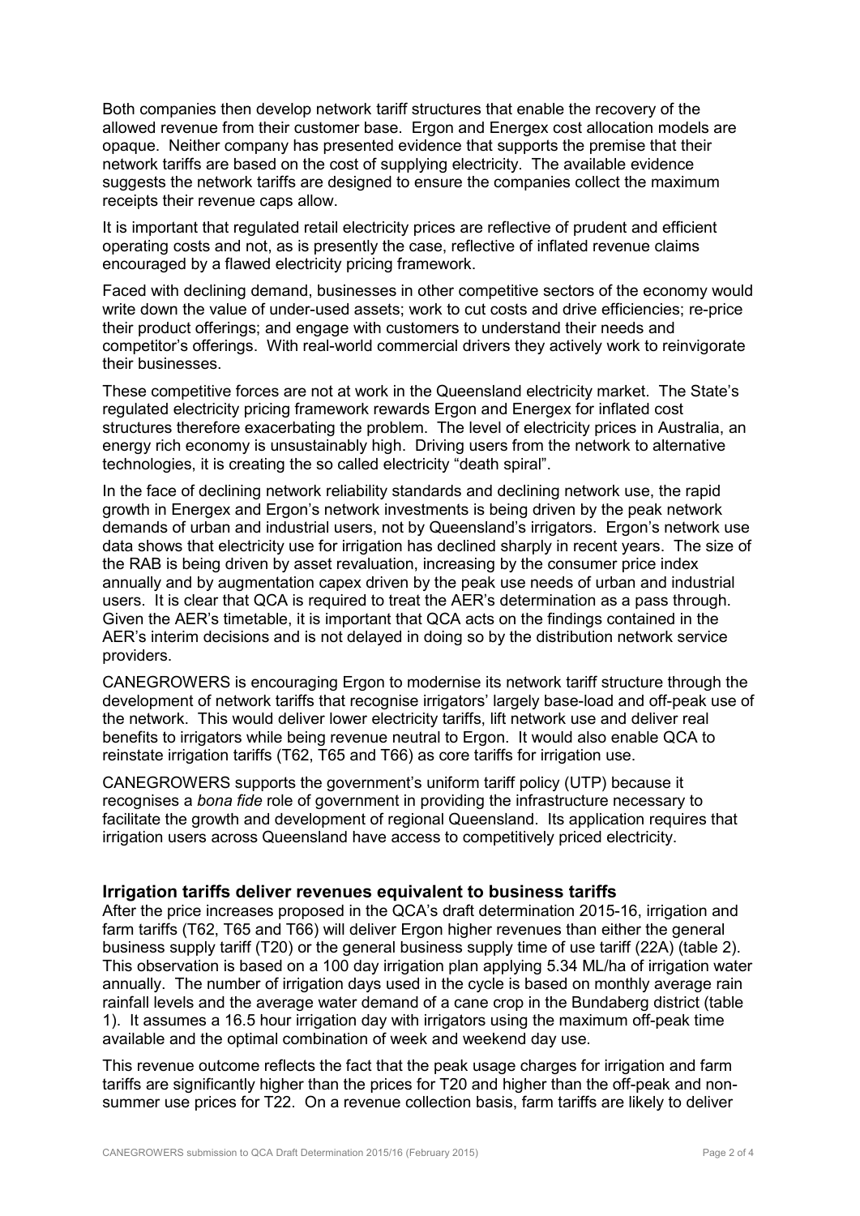Both companies then develop network tariff structures that enable the recovery of the allowed revenue from their customer base. Ergon and Energex cost allocation models are opaque. Neither company has presented evidence that supports the premise that their network tariffs are based on the cost of supplying electricity. The available evidence suggests the network tariffs are designed to ensure the companies collect the maximum receipts their revenue caps allow.

It is important that regulated retail electricity prices are reflective of prudent and efficient operating costs and not, as is presently the case, reflective of inflated revenue claims encouraged by a flawed electricity pricing framework.

Faced with declining demand, businesses in other competitive sectors of the economy would write down the value of under-used assets; work to cut costs and drive efficiencies; re-price their product offerings; and engage with customers to understand their needs and competitor's offerings. With real-world commercial drivers they actively work to reinvigorate their businesses.

These competitive forces are not at work in the Queensland electricity market. The State's regulated electricity pricing framework rewards Ergon and Energex for inflated cost structures therefore exacerbating the problem. The level of electricity prices in Australia, an energy rich economy is unsustainably high. Driving users from the network to alternative technologies, it is creating the so called electricity "death spiral".

In the face of declining network reliability standards and declining network use, the rapid growth in Energex and Ergon's network investments is being driven by the peak network demands of urban and industrial users, not by Queensland's irrigators. Ergon's network use data shows that electricity use for irrigation has declined sharply in recent years. The size of the RAB is being driven by asset revaluation, increasing by the consumer price index annually and by augmentation capex driven by the peak use needs of urban and industrial users. It is clear that QCA is required to treat the AER's determination as a pass through. Given the AER's timetable, it is important that QCA acts on the findings contained in the AER's interim decisions and is not delayed in doing so by the distribution network service providers.

CANEGROWERS is encouraging Ergon to modernise its network tariff structure through the development of network tariffs that recognise irrigators' largely base-load and off-peak use of the network. This would deliver lower electricity tariffs, lift network use and deliver real benefits to irrigators while being revenue neutral to Ergon. It would also enable QCA to reinstate irrigation tariffs (T62, T65 and T66) as core tariffs for irrigation use.

CANEGROWERS supports the government's uniform tariff policy (UTP) because it recognises a *bona fide* role of government in providing the infrastructure necessary to facilitate the growth and development of regional Queensland. Its application requires that irrigation users across Queensland have access to competitively priced electricity.

## Irrigation tariffs deliver revenues equivalent to business tariffs

After the price increases proposed in the QCA's draft determination 2015-16, irrigation and farm tariffs (T62, T65 and T66) will deliver Ergon higher revenues than either the general business supply tariff (T20) or the general business supply time of use tariff (22A) (table 2). This observation is based on a 100 day irrigation plan applying 5.34 ML/ha of irrigation water annually. The number of irrigation days used in the cycle is based on monthly average rain rainfall levels and the average water demand of a cane crop in the Bundaberg district (table 1). It assumes a 16.5 hour irrigation day with irrigators using the maximum off-peak time available and the optimal combination of week and weekend day use.

This revenue outcome reflects the fact that the peak usage charges for irrigation and farm tariffs are significantly higher than the prices for T20 and higher than the off-peak and non-summer use prices for T22. On a revenue collection basis, farm tariffs are likely to deliver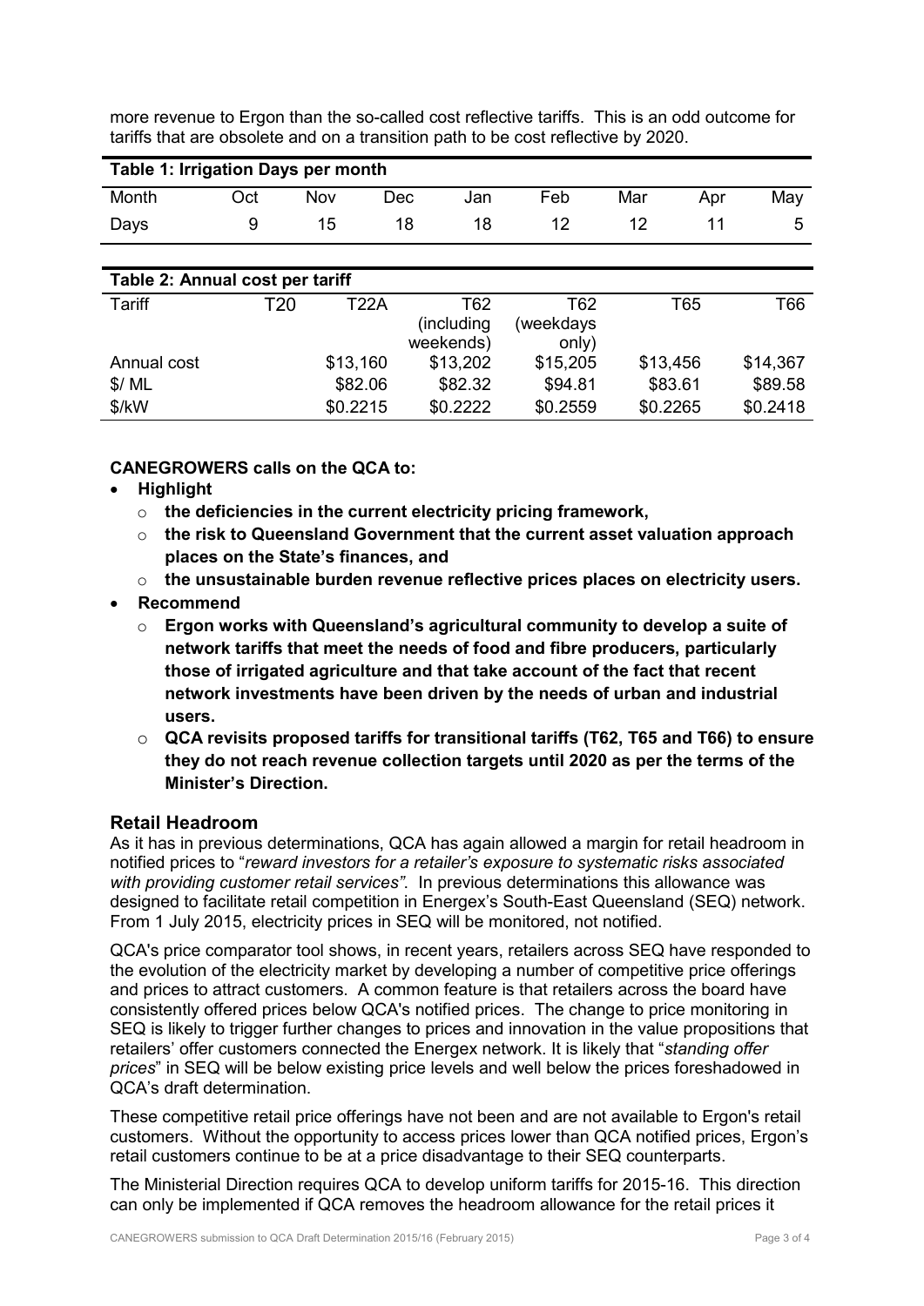more revenue to Ergon than the so-called cost reflective tariffs. This is an odd outcome for tariffs that are obsolete and on a transition path to be cost reflective by 2020.

**Table 1: Irrigation Days per month**

| Month | Oct | Nov | Dec | Jan | Feb | Mar | Apr | May |
|---|---|---|---|---|---|---|---|---|
| Days | 9 | 15 | 18 | 18 | 12 | 12 | 11 | 5 |

**Table 2: Annual cost per tariff**

| Tariff | T20 | T22A | T62 (including weekends) | T62 (weekdays only) | T65 | T66 |
|---|---|---|---|---|---|---|
| Annual cost | | $13,160 | $13,202 | $15,205 | $13,456 | $14,367 |
| $/ ML | | $82.06 | $82.32 | $94.81 | $83.61 | $89.58 |
| $/kW | | $0.2215 | $0.2222 | $0.2559 | $0.2265 | $0.2418 |

**CANEGROWERS calls on the QCA to:**

- **Highlight**
  - **the deficiencies in the current electricity pricing framework,**
  - **the risk to Queensland Government that the current asset valuation approach places on the State's finances, and**
  - **the unsustainable burden revenue reflective prices places on electricity users.**
- **Recommend**
  - **Ergon works with Queensland's agricultural community to develop a suite of network tariffs that meet the needs of food and fibre producers, particularly those of irrigated agriculture and that take account of the fact that recent network investments have been driven by the needs of urban and industrial users.**
  - **QCA revisits proposed tariffs for transitional tariffs (T62, T65 and T66) to ensure they do not reach revenue collection targets until 2020 as per the terms of the Minister's Direction.**

## Retail Headroom

As it has in previous determinations, QCA has again allowed a margin for retail headroom in notified prices to "*reward investors for a retailer's exposure to systematic risks associated with providing customer retail services*". In previous determinations this allowance was designed to facilitate retail competition in Energex's South-East Queensland (SEQ) network. From 1 July 2015, electricity prices in SEQ will be monitored, not notified.

QCA's price comparator tool shows, in recent years, retailers across SEQ have responded to the evolution of the electricity market by developing a number of competitive price offerings and prices to attract customers. A common feature is that retailers across the board have consistently offered prices below QCA's notified prices. The change to price monitoring in SEQ is likely to trigger further changes to prices and innovation in the value propositions that retailers' offer customers connected the Energex network. It is likely that "*standing offer prices*" in SEQ will be below existing price levels and well below the prices foreshadowed in QCA's draft determination.

These competitive retail price offerings have not been and are not available to Ergon's retail customers. Without the opportunity to access prices lower than QCA notified prices, Ergon's retail customers continue to be at a price disadvantage to their SEQ counterparts.

The Ministerial Direction requires QCA to develop uniform tariffs for 2015-16. This direction can only be implemented if QCA removes the headroom allowance for the retail prices it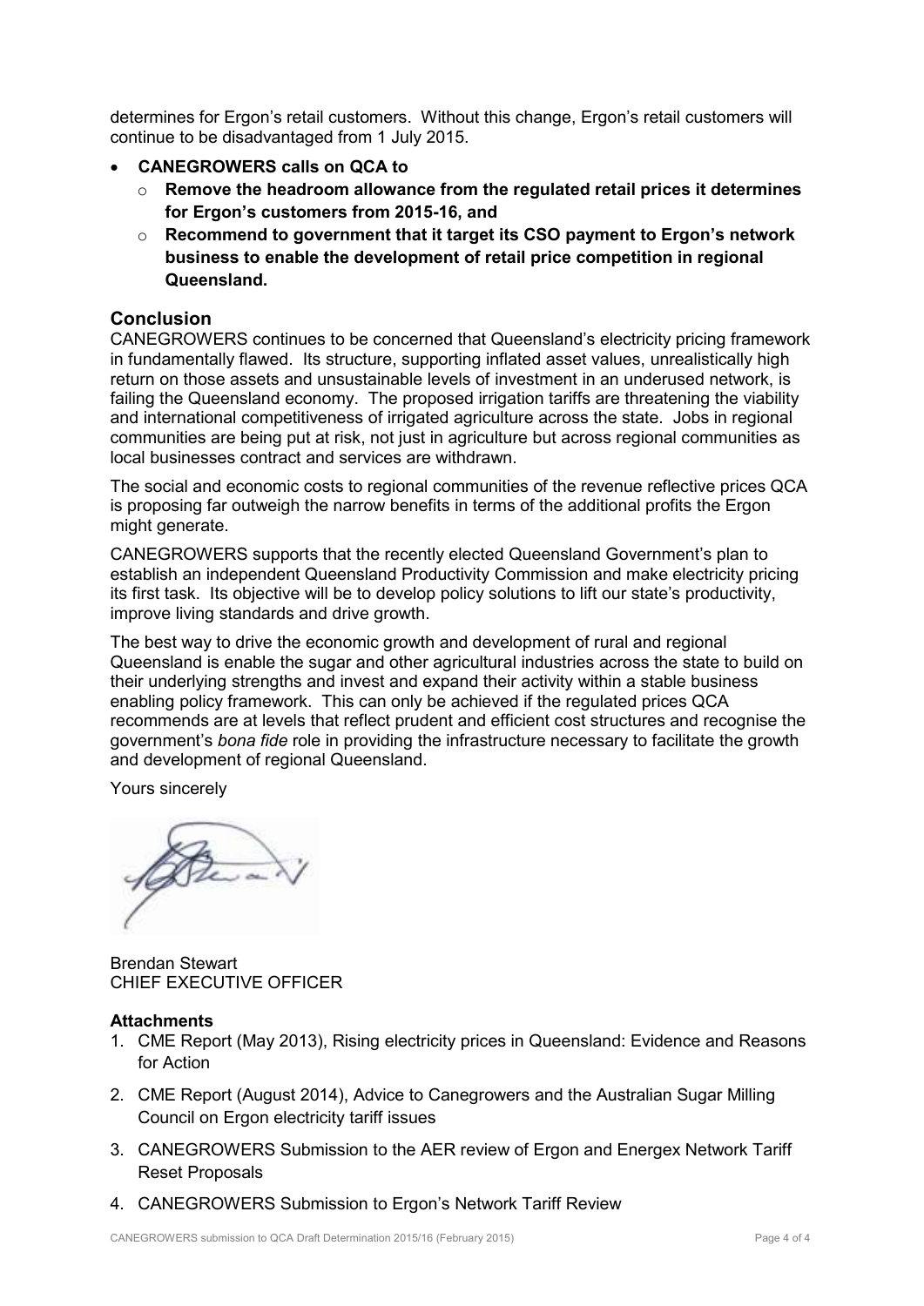determines for Ergon's retail customers. Without this change, Ergon's retail customers will continue to be disadvantaged from 1 July 2015.

- **CANEGROWERS calls on QCA to**
  - **Remove the headroom allowance from the regulated retail prices it determines for Ergon's customers from 2015-16, and**
  - **Recommend to government that it target its CSO payment to Ergon's network business to enable the development of retail price competition in regional Queensland.**

## Conclusion

CANEGROWERS continues to be concerned that Queensland's electricity pricing framework in fundamentally flawed. Its structure, supporting inflated asset values, unrealistically high return on those assets and unsustainable levels of investment in an underused network, is failing the Queensland economy. The proposed irrigation tariffs are threatening the viability and international competitiveness of irrigated agriculture across the state. Jobs in regional communities are being put at risk, not just in agriculture but across regional communities as local businesses contract and services are withdrawn.

The social and economic costs to regional communities of the revenue reflective prices QCA is proposing far outweigh the narrow benefits in terms of the additional profits the Ergon might generate.

CANEGROWERS supports that the recently elected Queensland Government's plan to establish an independent Queensland Productivity Commission and make electricity pricing its first task. Its objective will be to develop policy solutions to lift our state's productivity, improve living standards and drive growth.

The best way to drive the economic growth and development of rural and regional Queensland is enable the sugar and other agricultural industries across the state to build on their underlying strengths and invest and expand their activity within a stable business enabling policy framework. This can only be achieved if the regulated prices QCA recommends are at levels that reflect prudent and efficient cost structures and recognise the government's *bona fide* role in providing the infrastructure necessary to facilitate the growth and development of regional Queensland.

Yours sincerely

Brendan Stewart
CHIEF EXECUTIVE OFFICER

**Attachments**

1. CME Report (May 2013), Rising electricity prices in Queensland: Evidence and Reasons for Action
2. CME Report (August 2014), Advice to Canegrowers and the Australian Sugar Milling Council on Ergon electricity tariff issues
3. CANEGROWERS Submission to the AER review of Ergon and Energex Network Tariff Reset Proposals
4. CANEGROWERS Submission to Ergon's Network Tariff Review